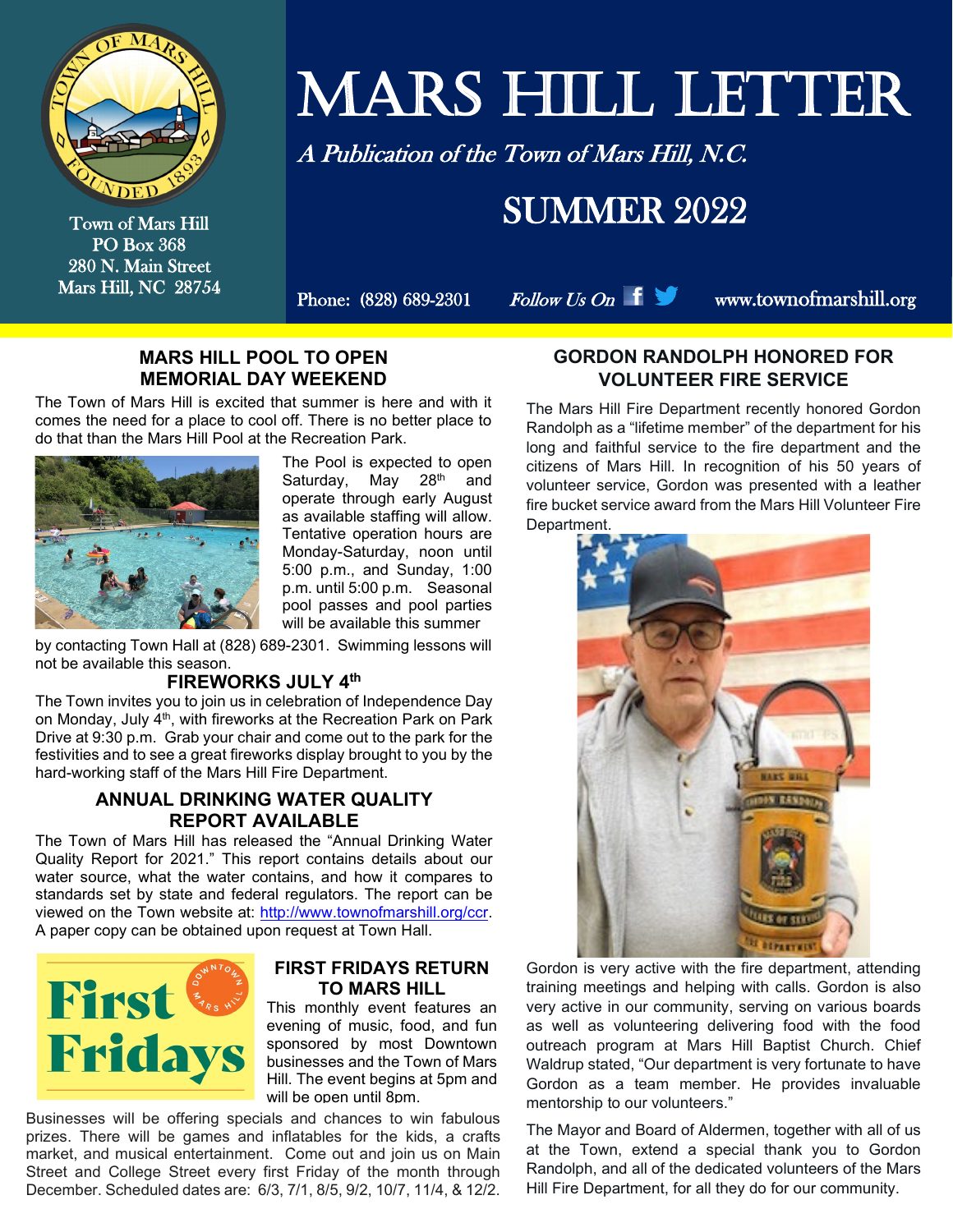# MARS HILL LETTER

*A Publication of the Town of Mars Hill, N.C.*

## SUMMER 2022

Town of Mars Hill
PO Box 368
280 N. Main Street
Mars Hill, NC 28754

Phone: (828) 689-2301 *Follow Us On* www.townofmarshill.org

### MARS HILL POOL TO OPEN MEMORIAL DAY WEEKEND

The Town of Mars Hill is excited that summer is here and with it comes the need for a place to cool off. There is no better place to do that than the Mars Hill Pool at the Recreation Park.

The Pool is expected to open Saturday, May 28th and operate through early August as available staffing will allow. Tentative operation hours are Monday-Saturday, noon until 5:00 p.m., and Sunday, 1:00 p.m. until 5:00 p.m. Seasonal pool passes and pool parties will be available this summer by contacting Town Hall at (828) 689-2301. Swimming lessons will not be available this season.

### FIREWORKS JULY 4th

The Town invites you to join us in celebration of Independence Day on Monday, July 4th, with fireworks at the Recreation Park on Park Drive at 9:30 p.m. Grab your chair and come out to the park for the festivities and to see a great fireworks display brought to you by the hard-working staff of the Mars Hill Fire Department.

### ANNUAL DRINKING WATER QUALITY REPORT AVAILABLE

The Town of Mars Hill has released the "Annual Drinking Water Quality Report for 2021." This report contains details about our water source, what the water contains, and how it compares to standards set by state and federal regulators. The report can be viewed on the Town website at: http://www.townofmarshill.org/ccr. A paper copy can be obtained upon request at Town Hall.

### FIRST FRIDAYS RETURN TO MARS HILL

This monthly event features an evening of music, food, and fun sponsored by most Downtown businesses and the Town of Mars Hill. The event begins at 5pm and will be open until 8pm. Businesses will be offering specials and chances to win fabulous prizes. There will be games and inflatables for the kids, a crafts market, and musical entertainment. Come out and join us on Main Street and College Street every first Friday of the month through December. Scheduled dates are: 6/3, 7/1, 8/5, 9/2, 10/7, 11/4, & 12/2.

### GORDON RANDOLPH HONORED FOR VOLUNTEER FIRE SERVICE

The Mars Hill Fire Department recently honored Gordon Randolph as a "lifetime member" of the department for his long and faithful service to the fire department and the citizens of Mars Hill. In recognition of his 50 years of volunteer service, Gordon was presented with a leather fire bucket service award from the Mars Hill Volunteer Fire Department.

Gordon is very active with the fire department, attending training meetings and helping with calls. Gordon is also very active in our community, serving on various boards as well as volunteering delivering food with the food outreach program at Mars Hill Baptist Church. Chief Waldrup stated, "Our department is very fortunate to have Gordon as a team member. He provides invaluable mentorship to our volunteers."

The Mayor and Board of Aldermen, together with all of us at the Town, extend a special thank you to Gordon Randolph, and all of the dedicated volunteers of the Mars Hill Fire Department, for all they do for our community.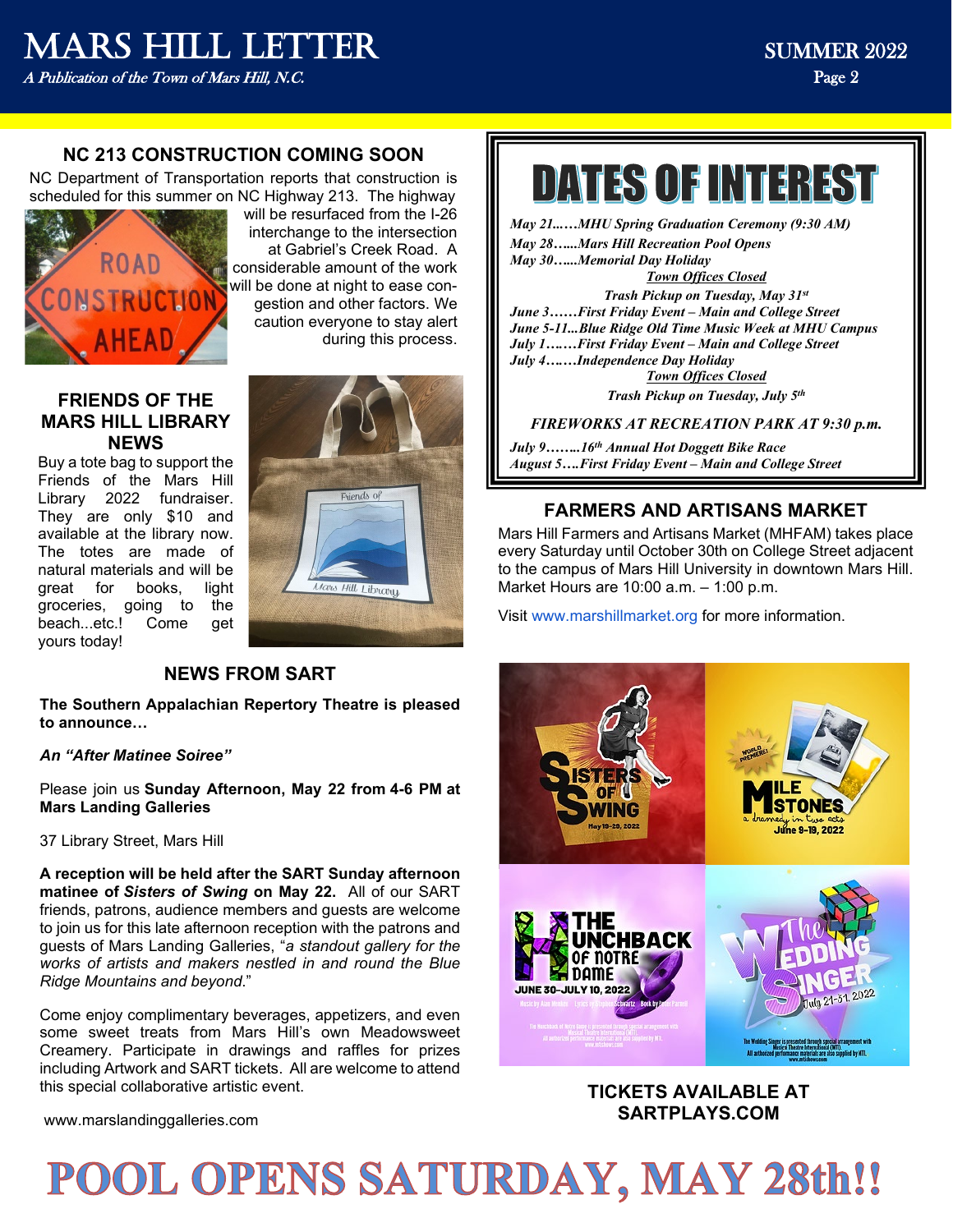## NC 213 CONSTRUCTION COMING SOON

NC Department of Transportation reports that construction is scheduled for this summer on NC Highway 213. The highway will be resurfaced from the I-26 interchange to the intersection at Gabriel's Creek Road. A considerable amount of the work will be done at night to ease congestion and other factors. We caution everyone to stay alert during this process.

## FRIENDS OF THE MARS HILL LIBRARY NEWS

Buy a tote bag to support the Friends of the Mars Hill Library 2022 fundraiser. They are only $10 and available at the library now. The totes are made of natural materials and will be great for books, light groceries, going to the beach...etc.! Come get yours today!

## NEWS FROM SART

**The Southern Appalachian Repertory Theatre is pleased to announce…**

***An "After Matinee Soiree"***

Please join us **Sunday Afternoon, May 22 from 4-6 PM at Mars Landing Galleries**

37 Library Street, Mars Hill

**A reception will be held after the SART Sunday afternoon matinee of *Sisters of Swing* on May 22.** All of our SART friends, patrons, audience members and guests are welcome to join us for this late afternoon reception with the patrons and guests of Mars Landing Galleries, "*a standout gallery for the works of artists and makers nestled in and round the Blue Ridge Mountains and beyond*."

Come enjoy complimentary beverages, appetizers, and even some sweet treats from Mars Hill's own Meadowsweet Creamery. Participate in drawings and raffles for prizes including Artwork and SART tickets. All are welcome to attend this special collaborative artistic event.

www.marslandinggalleries.com

## DATES OF INTEREST

*May 21……MHU Spring Graduation Ceremony (9:30 AM)*
*May 28…...Mars Hill Recreation Pool Opens*
*May 30…...Memorial Day Holiday*
***Town Offices Closed***
***Trash Pickup on Tuesday, May 31st***
*June 3……First Friday Event – Main and College Street*
*June 5-11...Blue Ridge Old Time Music Week at MHU Campus*
*July 1…….First Friday Event – Main and College Street*
*July 4…….Independence Day Holiday*
***Town Offices Closed***
***Trash Pickup on Tuesday, July 5th***

***FIREWORKS AT RECREATION PARK AT 9:30 p.m.***

*July 9……..16th Annual Hot Doggett Bike Race*
*August 5….First Friday Event – Main and College Street*

## FARMERS AND ARTISANS MARKET

Mars Hill Farmers and Artisans Market (MHFAM) takes place every Saturday until October 30th on College Street adjacent to the campus of Mars Hill University in downtown Mars Hill. Market Hours are 10:00 a.m. – 1:00 p.m.

Visit www.marshillmarket.org for more information.

Sisters of Swing May 19-29, 2022
Mile Stones a dramedy in two acts June 9-19, 2022
The Hunchback of Notre Dame June 30–July 10, 2022
The Wedding Singer July 21-31, 2022

**TICKETS AVAILABLE AT SARTPLAYS.COM**

# POOL OPENS SATURDAY, MAY 28th!!